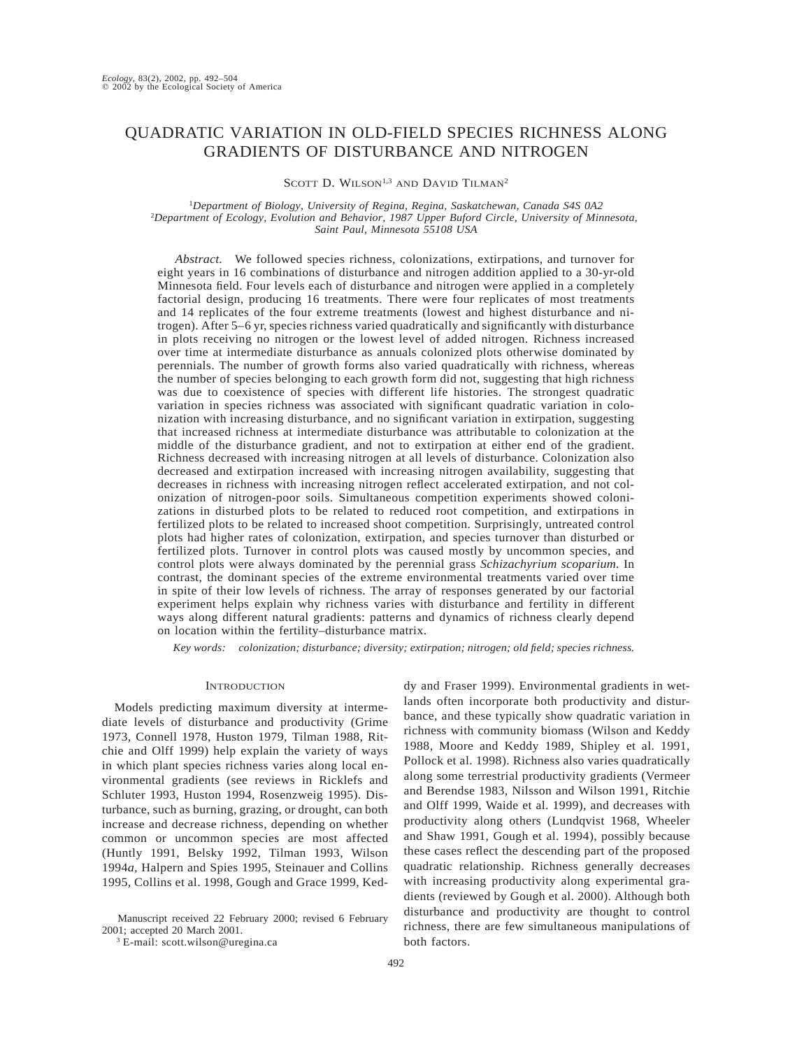# QUADRATIC VARIATION IN OLD-FIELD SPECIES RICHNESS ALONG GRADIENTS OF DISTURBANCE AND NITROGEN

Scott D. Wilson[1,3] and David Tilman[2]

[1]*Department of Biology, University of Regina, Regina, Saskatchewan, Canada S4S 0A2*
[2]*Department of Ecology, Evolution and Behavior, 1987 Upper Buford Circle, University of Minnesota, Saint Paul, Minnesota 55108 USA*

*Abstract.* We followed species richness, colonizations, extirpations, and turnover for eight years in 16 combinations of disturbance and nitrogen addition applied to a 30-yr-old Minnesota field. Four levels each of disturbance and nitrogen were applied in a completely factorial design, producing 16 treatments. There were four replicates of most treatments and 14 replicates of the four extreme treatments (lowest and highest disturbance and nitrogen). After 5–6 yr, species richness varied quadratically and significantly with disturbance in plots receiving no nitrogen or the lowest level of added nitrogen. Richness increased over time at intermediate disturbance as annuals colonized plots otherwise dominated by perennials. The number of growth forms also varied quadratically with richness, whereas the number of species belonging to each growth form did not, suggesting that high richness was due to coexistence of species with different life histories. The strongest quadratic variation in species richness was associated with significant quadratic variation in colonization with increasing disturbance, and no significant variation in extirpation, suggesting that increased richness at intermediate disturbance was attributable to colonization at the middle of the disturbance gradient, and not to extirpation at either end of the gradient. Richness decreased with increasing nitrogen at all levels of disturbance. Colonization also decreased and extirpation increased with increasing nitrogen availability, suggesting that decreases in richness with increasing nitrogen reflect accelerated extirpation, and not colonization of nitrogen-poor soils. Simultaneous competition experiments showed colonizations in disturbed plots to be related to reduced root competition, and extirpations in fertilized plots to be related to increased shoot competition. Surprisingly, untreated control plots had higher rates of colonization, extirpation, and species turnover than disturbed or fertilized plots. Turnover in control plots was caused mostly by uncommon species, and control plots were always dominated by the perennial grass *Schizachyrium scoparium*. In contrast, the dominant species of the extreme environmental treatments varied over time in spite of their low levels of richness. The array of responses generated by our factorial experiment helps explain why richness varies with disturbance and fertility in different ways along different natural gradients: patterns and dynamics of richness clearly depend on location within the fertility–disturbance matrix.

*Key words: colonization; disturbance; diversity; extirpation; nitrogen; old field; species richness.*

## Introduction

Models predicting maximum diversity at intermediate levels of disturbance and productivity (Grime 1973, Connell 1978, Huston 1979, Tilman 1988, Ritchie and Olff 1999) help explain the variety of ways in which plant species richness varies along local environmental gradients (see reviews in Ricklefs and Schluter 1993, Huston 1994, Rosenzweig 1995). Disturbance, such as burning, grazing, or drought, can both increase and decrease richness, depending on whether common or uncommon species are most affected (Huntly 1991, Belsky 1992, Tilman 1993, Wilson 1994*a*, Halpern and Spies 1995, Steinauer and Collins 1995, Collins et al. 1998, Gough and Grace 1999, Keddy and Fraser 1999). Environmental gradients in wetlands often incorporate both productivity and disturbance, and these typically show quadratic variation in richness with community biomass (Wilson and Keddy 1988, Moore and Keddy 1989, Shipley et al. 1991, Pollock et al. 1998). Richness also varies quadratically along some terrestrial productivity gradients (Vermeer and Berendse 1983, Nilsson and Wilson 1991, Ritchie and Olff 1999, Waide et al. 1999), and decreases with productivity along others (Lundqvist 1968, Wheeler and Shaw 1991, Gough et al. 1994), possibly because these cases reflect the descending part of the proposed quadratic relationship. Richness generally decreases with increasing productivity along experimental gradients (reviewed by Gough et al. 2000). Although both disturbance and productivity are thought to control richness, there are few simultaneous manipulations of both factors.

Manuscript received 22 February 2000; revised 6 February 2001; accepted 20 March 2001.

[3] E-mail: scott.wilson@uregina.ca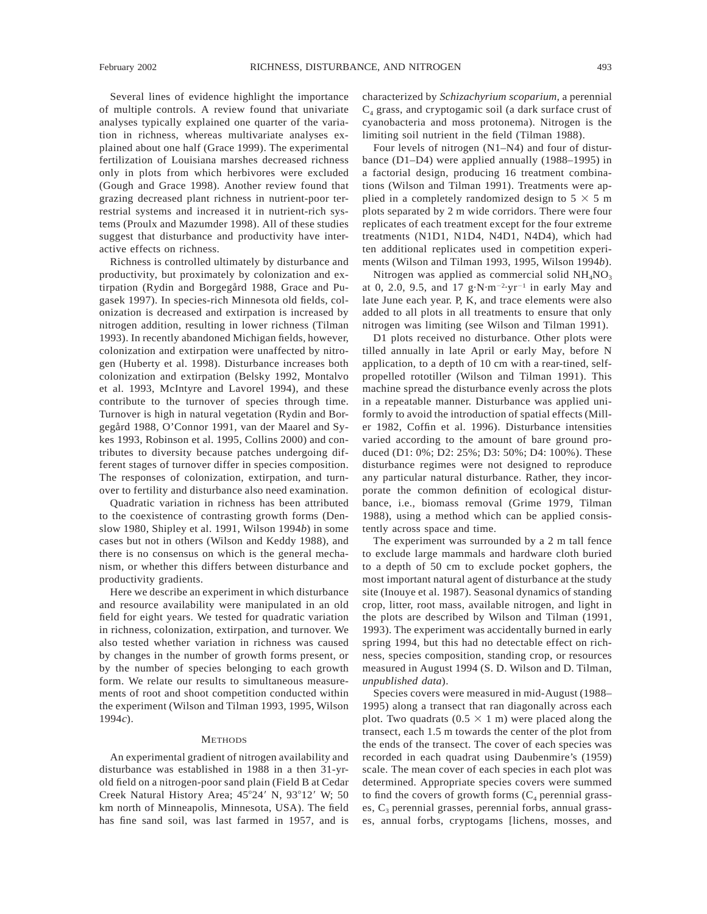Several lines of evidence highlight the importance of multiple controls. A review found that univariate analyses typically explained one quarter of the variation in richness, whereas multivariate analyses explained about one half (Grace 1999). The experimental fertilization of Louisiana marshes decreased richness only in plots from which herbivores were excluded (Gough and Grace 1998). Another review found that grazing decreased plant richness in nutrient-poor terrestrial systems and increased it in nutrient-rich systems (Proulx and Mazumder 1998). All of these studies suggest that disturbance and productivity have interactive effects on richness.

Richness is controlled ultimately by disturbance and productivity, but proximately by colonization and extirpation (Rydin and Borgegård 1988, Grace and Pugasek 1997). In species-rich Minnesota old fields, colonization is decreased and extirpation is increased by nitrogen addition, resulting in lower richness (Tilman 1993). In recently abandoned Michigan fields, however, colonization and extirpation were unaffected by nitrogen (Huberty et al. 1998). Disturbance increases both colonization and extirpation (Belsky 1992, Montalvo et al. 1993, McIntyre and Lavorel 1994), and these contribute to the turnover of species through time. Turnover is high in natural vegetation (Rydin and Borgegård 1988, O'Connor 1991, van der Maarel and Sykes 1993, Robinson et al. 1995, Collins 2000) and contributes to diversity because patches undergoing different stages of turnover differ in species composition. The responses of colonization, extirpation, and turnover to fertility and disturbance also need examination.

Quadratic variation in richness has been attributed to the coexistence of contrasting growth forms (Denslow 1980, Shipley et al. 1991, Wilson 1994*b*) in some cases but not in others (Wilson and Keddy 1988), and there is no consensus on which is the general mechanism, or whether this differs between disturbance and productivity gradients.

Here we describe an experiment in which disturbance and resource availability were manipulated in an old field for eight years. We tested for quadratic variation in richness, colonization, extirpation, and turnover. We also tested whether variation in richness was caused by changes in the number of growth forms present, or by the number of species belonging to each growth form. We relate our results to simultaneous measurements of root and shoot competition conducted within the experiment (Wilson and Tilman 1993, 1995, Wilson 1994*c*).

## Methods

An experimental gradient of nitrogen availability and disturbance was established in 1988 in a then 31-yr-old field on a nitrogen-poor sand plain (Field B at Cedar Creek Natural History Area; 45°24′ N, 93°12′ W; 50 km north of Minneapolis, Minnesota, USA). The field has fine sand soil, was last farmed in 1957, and is characterized by *Schizachyrium scoparium*, a perennial $C_4$ grass, and cryptogamic soil (a dark surface crust of cyanobacteria and moss protonema). Nitrogen is the limiting soil nutrient in the field (Tilman 1988).

Four levels of nitrogen (N1–N4) and four of disturbance (D1–D4) were applied annually (1988–1995) in a factorial design, producing 16 treatment combinations (Wilson and Tilman 1991). Treatments were applied in a completely randomized design to 5 × 5 m plots separated by 2 m wide corridors. There were four replicates of each treatment except for the four extreme treatments (N1D1, N1D4, N4D1, N4D4), which had ten additional replicates used in competition experiments (Wilson and Tilman 1993, 1995, Wilson 1994*b*).

Nitrogen was applied as commercial solid $NH_4NO_3$ at 0, 2.0, 9.5, and 17 $g \cdot N \cdot m^{-2} \cdot yr^{-1}$ in early May and late June each year. P, K, and trace elements were also added to all plots in all treatments to ensure that only nitrogen was limiting (see Wilson and Tilman 1991).

D1 plots received no disturbance. Other plots were tilled annually in late April or early May, before N application, to a depth of 10 cm with a rear-tined, self-propelled rototiller (Wilson and Tilman 1991). This machine spread the disturbance evenly across the plots in a repeatable manner. Disturbance was applied uniformly to avoid the introduction of spatial effects (Miller 1982, Coffin et al. 1996). Disturbance intensities varied according to the amount of bare ground produced (D1: 0%; D2: 25%; D3: 50%; D4: 100%). These disturbance regimes were not designed to reproduce any particular natural disturbance. Rather, they incorporate the common definition of ecological disturbance, i.e., biomass removal (Grime 1979, Tilman 1988), using a method which can be applied consistently across space and time.

The experiment was surrounded by a 2 m tall fence to exclude large mammals and hardware cloth buried to a depth of 50 cm to exclude pocket gophers, the most important natural agent of disturbance at the study site (Inouye et al. 1987). Seasonal dynamics of standing crop, litter, root mass, available nitrogen, and light in the plots are described by Wilson and Tilman (1991, 1993). The experiment was accidentally burned in early spring 1994, but this had no detectable effect on richness, species composition, standing crop, or resources measured in August 1994 (S. D. Wilson and D. Tilman, *unpublished data*).

Species covers were measured in mid-August (1988–1995) along a transect that ran diagonally across each plot. Two quadrats (0.5 × 1 m) were placed along the transect, each 1.5 m towards the center of the plot from the ends of the transect. The cover of each species was recorded in each quadrat using Daubenmire's (1959) scale. The mean cover of each species in each plot was determined. Appropriate species covers were summed to find the covers of growth forms ($C_4$ perennial grasses, $C_3$ perennial grasses, perennial forbs, annual grasses, annual forbs, cryptogams [lichens, mosses, and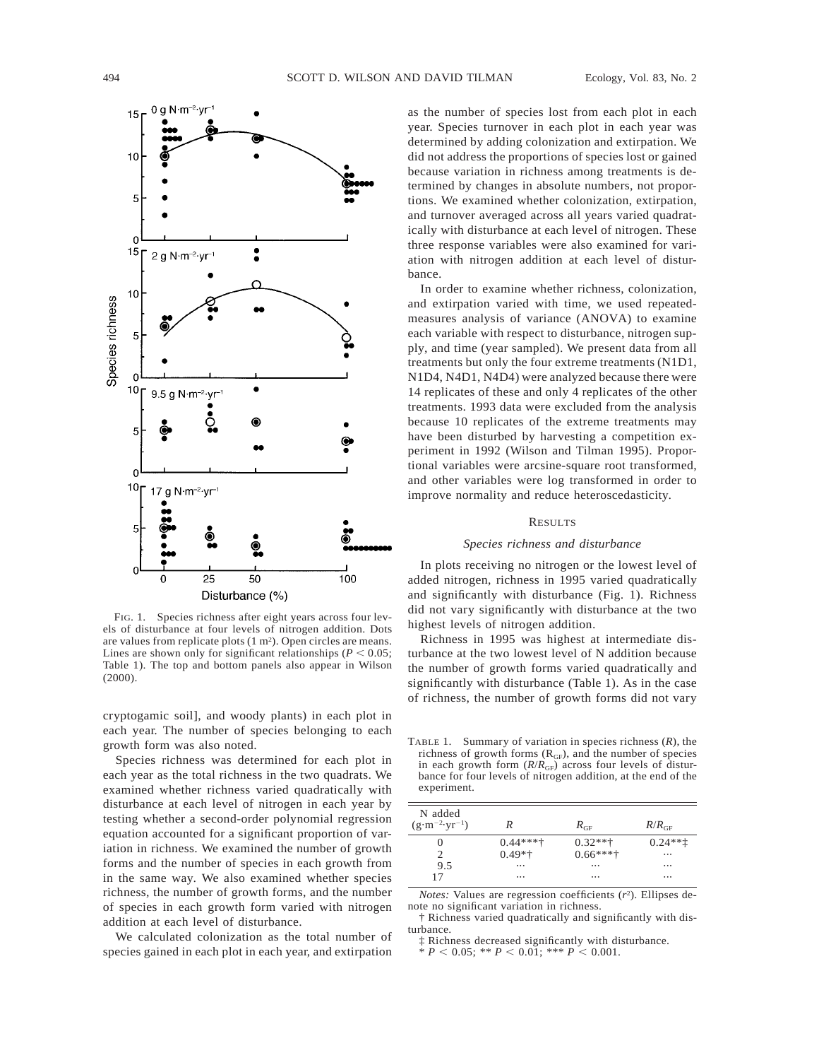0 g N·m⁻²·yr⁻¹

2 g N·m⁻²·yr⁻¹

9.5 g N·m⁻²·yr⁻¹

17 g N·m⁻²·yr⁻¹

Species richness

Disturbance (%)

0 25 50 100

FIG. 1. Species richness after eight years across four levels of disturbance at four levels of nitrogen addition. Dots are values from replicate plots (1 m²). Open circles are means. Lines are shown only for significant relationships ($P < 0.05$; Table 1). The top and bottom panels also appear in Wilson (2000).

cryptogamic soil], and woody plants) in each plot in each year. The number of species belonging to each growth form was also noted.

Species richness was determined for each plot in each year as the total richness in the two quadrats. We examined whether richness varied quadratically with disturbance at each level of nitrogen in each year by testing whether a second-order polynomial regression equation accounted for a significant proportion of variation in richness. We examined the number of growth forms and the number of species in each growth from in the same way. We also examined whether species richness, the number of growth forms, and the number of species in each growth form varied with nitrogen addition at each level of disturbance.

We calculated colonization as the total number of species gained in each plot in each year, and extirpation as the number of species lost from each plot in each year. Species turnover in each plot in each year was determined by adding colonization and extirpation. We did not address the proportions of species lost or gained because variation in richness among treatments is determined by changes in absolute numbers, not proportions. We examined whether colonization, extirpation, and turnover averaged across all years varied quadratically with disturbance at each level of nitrogen. These three response variables were also examined for variation with nitrogen addition at each level of disturbance.

In order to examine whether richness, colonization, and extirpation varied with time, we used repeated-measures analysis of variance (ANOVA) to examine each variable with respect to disturbance, nitrogen supply, and time (year sampled). We present data from all treatments but only the four extreme treatments (N1D1, N1D4, N4D1, N4D4) were analyzed because there were 14 replicates of these and only 4 replicates of the other treatments. 1993 data were excluded from the analysis because 10 replicates of the extreme treatments may have been disturbed by harvesting a competition experiment in 1992 (Wilson and Tilman 1995). Proportional variables were arcsine-square root transformed, and other variables were log transformed in order to improve normality and reduce heteroscedasticity.

## RESULTS

### *Species richness and disturbance*

In plots receiving no nitrogen or the lowest level of added nitrogen, richness in 1995 varied quadratically and significantly with disturbance (Fig. 1). Richness did not vary significantly with disturbance at the two highest levels of nitrogen addition.

Richness in 1995 was highest at intermediate disturbance at the two lowest level of N addition because the number of growth forms varied quadratically and significantly with disturbance (Table 1). As in the case of richness, the number of growth forms did not vary

TABLE 1. Summary of variation in species richness ($R$), the richness of growth forms ($R_{GF}$), and the number of species in each growth form ($R/R_{GF}$) across four levels of disturbance for four levels of nitrogen addition, at the end of the experiment.

| N added ($g·m^{-2}·yr^{-1}$) | $R$ | $R_{GF}$ | $R/R_{GF}$ |
|---|---|---|---|
| 0 | 0.44***† | 0.32**† | 0.24**‡ |
| 2 | 0.49*† | 0.66***† | ··· |
| 9.5 | ··· | ··· | ··· |
| 17 | ··· | ··· | ··· |

*Notes:* Values are regression coefficients ($r^2$). Ellipses denote no significant variation in richness.

† Richness varied quadratically and significantly with disturbance.

‡ Richness decreased significantly with disturbance.

* $P < 0.05$; ** $P < 0.01$; *** $P < 0.001$.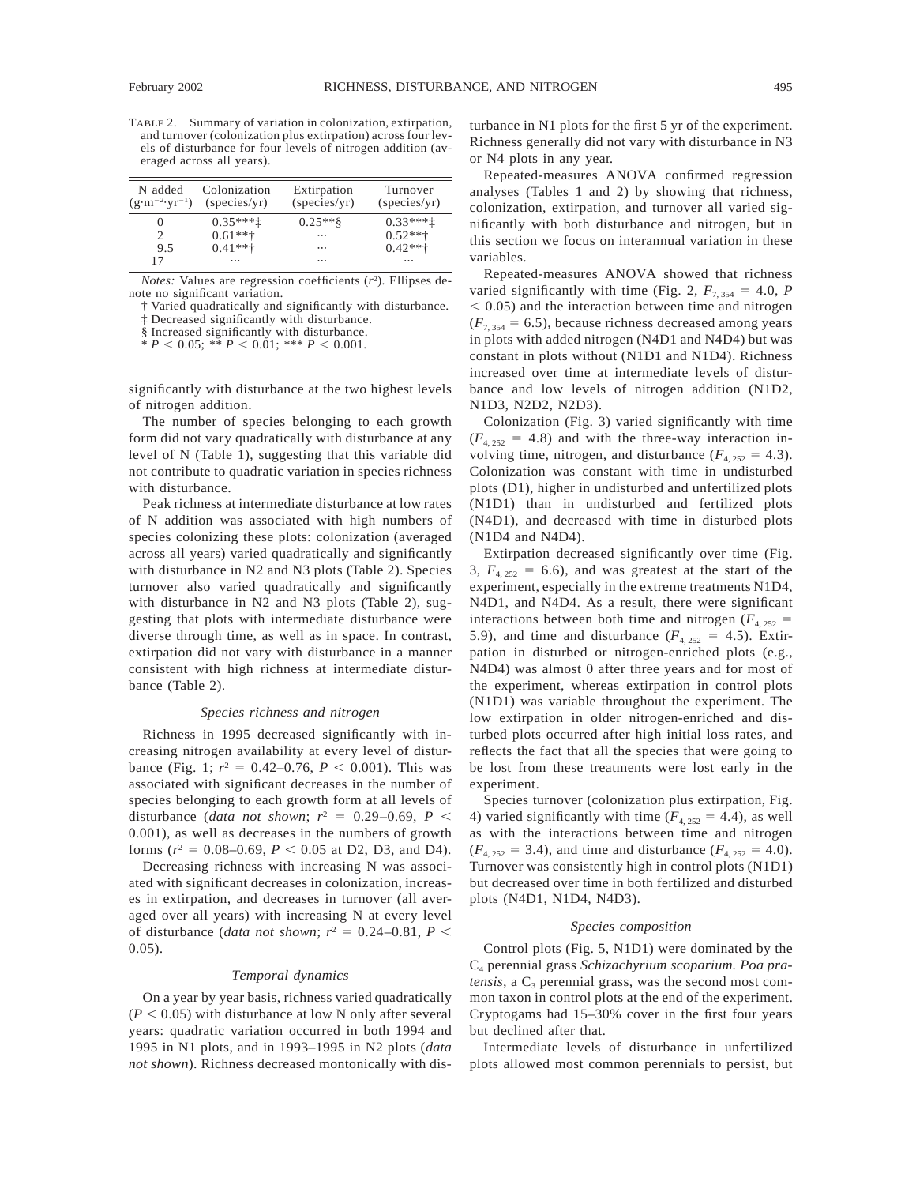TABLE 2. Summary of variation in colonization, extirpation, and turnover (colonization plus extirpation) across four levels of disturbance for four levels of nitrogen addition (averaged across all years).

| N added ($g \cdot m^{-2} \cdot yr^{-1}$) | Colonization (species/yr) | Extirpation (species/yr) | Turnover (species/yr) |
|---|---|---|---|
| 0 | 0.35***‡ | 0.25**§ | 0.33***‡ |
| 2 | 0.61**† | ··· | 0.52**† |
| 9.5 | 0.41**† | ··· | 0.42**† |
| 17 | ··· | ··· | ··· |

*Notes:* Values are regression coefficients ($r^2$). Ellipses denote no significant variation.

† Varied quadratically and significantly with disturbance.

‡ Decreased significantly with disturbance.

§ Increased significantly with disturbance.

* $P < 0.05$; ** $P < 0.01$; *** $P < 0.001$.

significantly with disturbance at the two highest levels of nitrogen addition.

The number of species belonging to each growth form did not vary quadratically with disturbance at any level of N (Table 1), suggesting that this variable did not contribute to quadratic variation in species richness with disturbance.

Peak richness at intermediate disturbance at low rates of N addition was associated with high numbers of species colonizing these plots: colonization (averaged across all years) varied quadratically and significantly with disturbance in N2 and N3 plots (Table 2). Species turnover also varied quadratically and significantly with disturbance in N2 and N3 plots (Table 2), suggesting that plots with intermediate disturbance were diverse through time, as well as in space. In contrast, extirpation did not vary with disturbance in a manner consistent with high richness at intermediate disturbance (Table 2).

### *Species richness and nitrogen*

Richness in 1995 decreased significantly with increasing nitrogen availability at every level of disturbance (Fig. 1; $r^2 = 0.42$–$0.76$, $P < 0.001$). This was associated with significant decreases in the number of species belonging to each growth form at all levels of disturbance (*data not shown*; $r^2 = 0.29$–$0.69$, $P < 0.001$), as well as decreases in the numbers of growth forms ($r^2 = 0.08$–$0.69$, $P < 0.05$ at D2, D3, and D4).

Decreasing richness with increasing N was associated with significant decreases in colonization, increases in extirpation, and decreases in turnover (all averaged over all years) with increasing N at every level of disturbance (*data not shown*; $r^2 = 0.24$–$0.81$, $P < 0.05$).

### *Temporal dynamics*

On a year by year basis, richness varied quadratically ($P < 0.05$) with disturbance at low N only after several years: quadratic variation occurred in both 1994 and 1995 in N1 plots, and in 1993–1995 in N2 plots (*data not shown*). Richness decreased montonically with disturbance in N1 plots for the first 5 yr of the experiment. Richness generally did not vary with disturbance in N3 or N4 plots in any year.

Repeated-measures ANOVA confirmed regression analyses (Tables 1 and 2) by showing that richness, colonization, extirpation, and turnover all varied significantly with both disturbance and nitrogen, but in this section we focus on interannual variation in these variables.

Repeated-measures ANOVA showed that richness varied significantly with time (Fig. 2, $F_{7, 354} = 4.0$, $P < 0.05$) and the interaction between time and nitrogen ($F_{7, 354} = 6.5$), because richness decreased among years in plots with added nitrogen (N4D1 and N4D4) but was constant in plots without (N1D1 and N1D4). Richness increased over time at intermediate levels of disturbance and low levels of nitrogen addition (N1D2, N1D3, N2D2, N2D3).

Colonization (Fig. 3) varied significantly with time ($F_{4, 252} = 4.8$) and with the three-way interaction involving time, nitrogen, and disturbance ($F_{4, 252} = 4.3$). Colonization was constant with time in undisturbed plots (D1), higher in undisturbed and unfertilized plots (N1D1) than in undisturbed and fertilized plots (N4D1), and decreased with time in disturbed plots (N1D4 and N4D4).

Extirpation decreased significantly over time (Fig. 3, $F_{4, 252} = 6.6$), and was greatest at the start of the experiment, especially in the extreme treatments N1D4, N4D1, and N4D4. As a result, there were significant interactions between both time and nitrogen ($F_{4, 252} = 5.9$), and time and disturbance ($F_{4, 252} = 4.5$). Extirpation in disturbed or nitrogen-enriched plots (e.g., N4D4) was almost 0 after three years and for most of the experiment, whereas extirpation in control plots (N1D1) was variable throughout the experiment. The low extirpation in older nitrogen-enriched and disturbed plots occurred after high initial loss rates, and reflects the fact that all the species that were going to be lost from these treatments were lost early in the experiment.

Species turnover (colonization plus extirpation, Fig. 4) varied significantly with time ($F_{4, 252} = 4.4$), as well as with the interactions between time and nitrogen ($F_{4, 252} = 3.4$), and time and disturbance ($F_{4, 252} = 4.0$). Turnover was consistently high in control plots (N1D1) but decreased over time in both fertilized and disturbed plots (N4D1, N1D4, N4D3).

### *Species composition*

Control plots (Fig. 5, N1D1) were dominated by the $C_4$ perennial grass *Schizachyrium scoparium. Poa pratensis,* a $C_3$ perennial grass, was the second most common taxon in control plots at the end of the experiment. Cryptogams had 15–30% cover in the first four years but declined after that.

Intermediate levels of disturbance in unfertilized plots allowed most common perennials to persist, but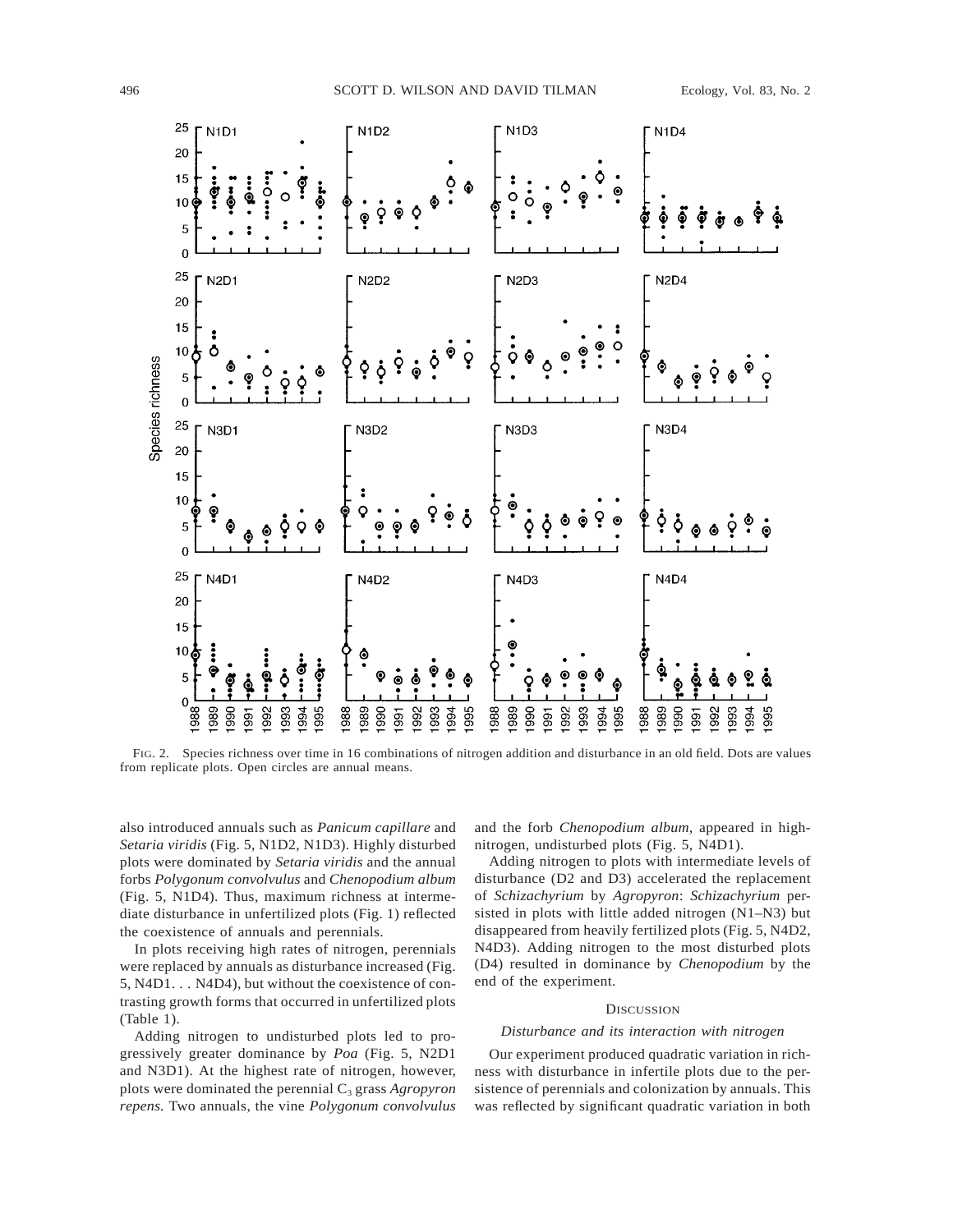FIG. 2. Species richness over time in 16 combinations of nitrogen addition and disturbance in an old field. Dots are values from replicate plots. Open circles are annual means.

also introduced annuals such as *Panicum capillare* and *Setaria viridis* (Fig. 5, N1D2, N1D3). Highly disturbed plots were dominated by *Setaria viridis* and the annual forbs *Polygonum convolvulus* and *Chenopodium album* (Fig. 5, N1D4). Thus, maximum richness at intermediate disturbance in unfertilized plots (Fig. 1) reflected the coexistence of annuals and perennials.

In plots receiving high rates of nitrogen, perennials were replaced by annuals as disturbance increased (Fig. 5, N4D1. . . N4D4), but without the coexistence of contrasting growth forms that occurred in unfertilized plots (Table 1).

Adding nitrogen to undisturbed plots led to progressively greater dominance by *Poa* (Fig. 5, N2D1 and N3D1). At the highest rate of nitrogen, however, plots were dominated the perennial $C_3$ grass *Agropyron repens.* Two annuals, the vine *Polygonum convolvulus* and the forb *Chenopodium album,* appeared in high-nitrogen, undisturbed plots (Fig. 5, N4D1).

Adding nitrogen to plots with intermediate levels of disturbance (D2 and D3) accelerated the replacement of *Schizachyrium* by *Agropyron*: *Schizachyrium* persisted in plots with little added nitrogen (N1–N3) but disappeared from heavily fertilized plots (Fig. 5, N4D2, N4D3). Adding nitrogen to the most disturbed plots (D4) resulted in dominance by *Chenopodium* by the end of the experiment.

## DISCUSSION

### *Disturbance and its interaction with nitrogen*

Our experiment produced quadratic variation in richness with disturbance in infertile plots due to the persistence of perennials and colonization by annuals. This was reflected by significant quadratic variation in both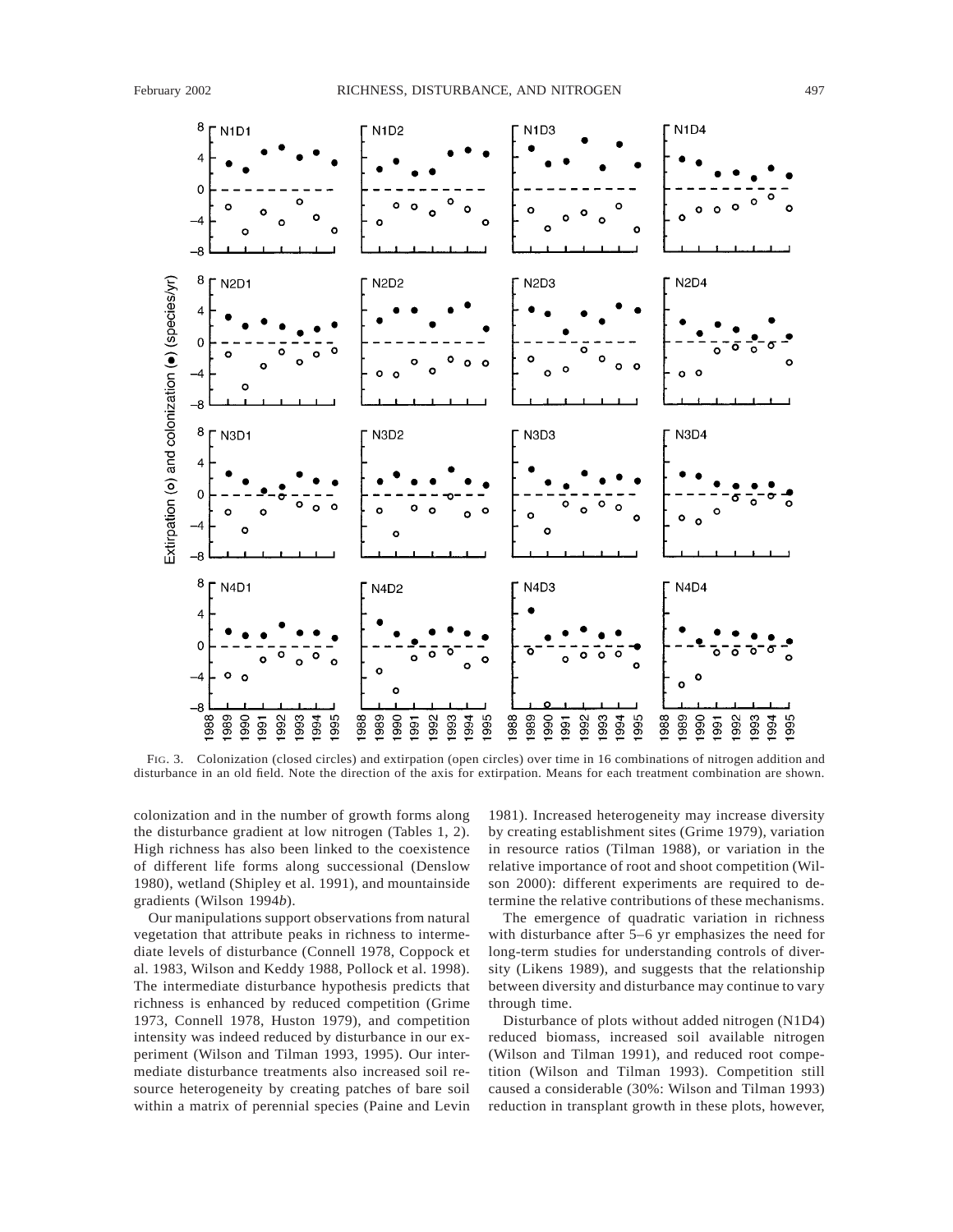FIG. 3. Colonization (closed circles) and extirpation (open circles) over time in 16 combinations of nitrogen addition and disturbance in an old field. Note the direction of the axis for extirpation. Means for each treatment combination are shown.

colonization and in the number of growth forms along the disturbance gradient at low nitrogen (Tables 1, 2). High richness has also been linked to the coexistence of different life forms along successional (Denslow 1980), wetland (Shipley et al. 1991), and mountainside gradients (Wilson 1994*b*).

Our manipulations support observations from natural vegetation that attribute peaks in richness to intermediate levels of disturbance (Connell 1978, Coppock et al. 1983, Wilson and Keddy 1988, Pollock et al. 1998). The intermediate disturbance hypothesis predicts that richness is enhanced by reduced competition (Grime 1973, Connell 1978, Huston 1979), and competition intensity was indeed reduced by disturbance in our experiment (Wilson and Tilman 1993, 1995). Our intermediate disturbance treatments also increased soil resource heterogeneity by creating patches of bare soil within a matrix of perennial species (Paine and Levin 1981). Increased heterogeneity may increase diversity by creating establishment sites (Grime 1979), variation in resource ratios (Tilman 1988), or variation in the relative importance of root and shoot competition (Wilson 2000): different experiments are required to determine the relative contributions of these mechanisms.

The emergence of quadratic variation in richness with disturbance after 5–6 yr emphasizes the need for long-term studies for understanding controls of diversity (Likens 1989), and suggests that the relationship between diversity and disturbance may continue to vary through time.

Disturbance of plots without added nitrogen (N1D4) reduced biomass, increased soil available nitrogen (Wilson and Tilman 1991), and reduced root competition (Wilson and Tilman 1993). Competition still caused a considerable (30%: Wilson and Tilman 1993) reduction in transplant growth in these plots, however,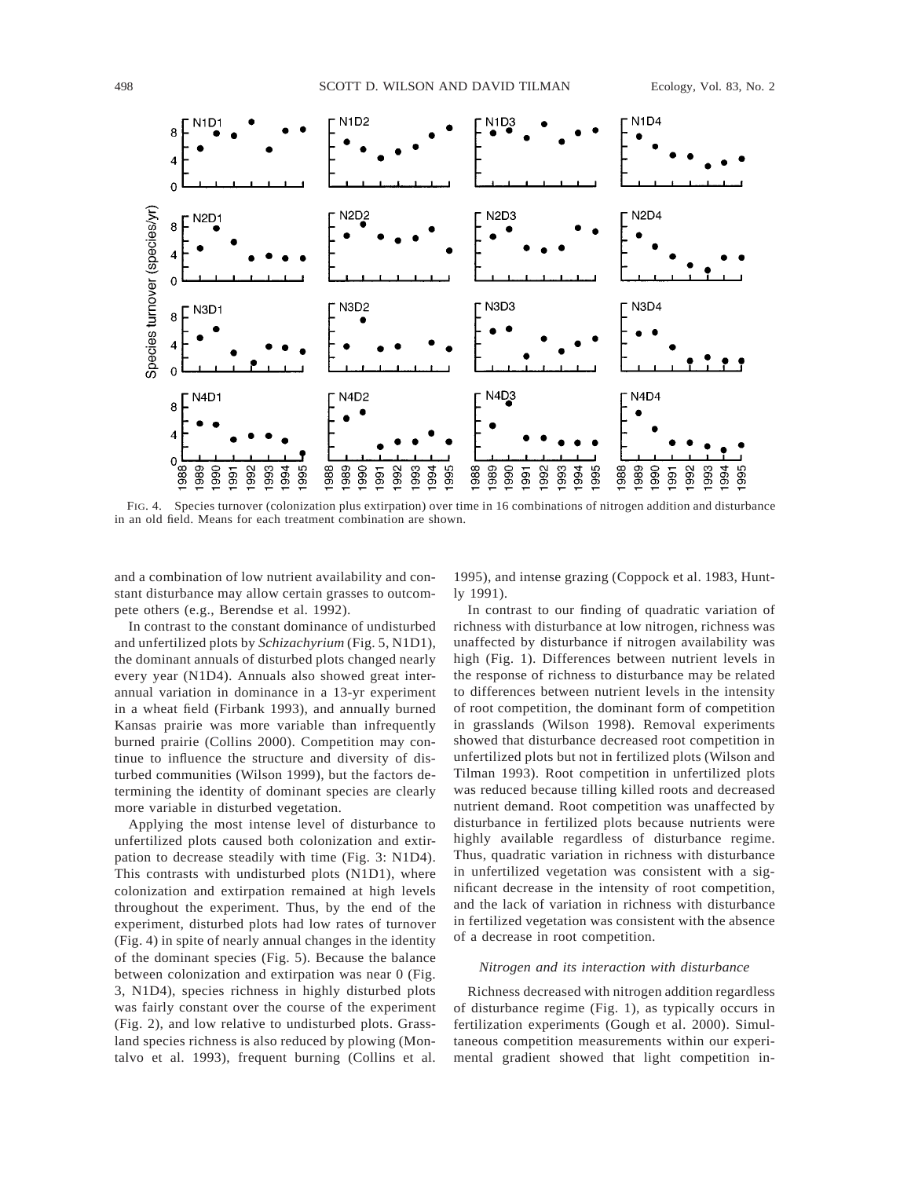FIG. 4. Species turnover (colonization plus extirpation) over time in 16 combinations of nitrogen addition and disturbance in an old field. Means for each treatment combination are shown.

and a combination of low nutrient availability and constant disturbance may allow certain grasses to outcompete others (e.g., Berendse et al. 1992).

In contrast to the constant dominance of undisturbed and unfertilized plots by *Schizachyrium* (Fig. 5, N1D1), the dominant annuals of disturbed plots changed nearly every year (N1D4). Annuals also showed great interannual variation in dominance in a 13-yr experiment in a wheat field (Firbank 1993), and annually burned Kansas prairie was more variable than infrequently burned prairie (Collins 2000). Competition may continue to influence the structure and diversity of disturbed communities (Wilson 1999), but the factors determining the identity of dominant species are clearly more variable in disturbed vegetation.

Applying the most intense level of disturbance to unfertilized plots caused both colonization and extirpation to decrease steadily with time (Fig. 3: N1D4). This contrasts with undisturbed plots (N1D1), where colonization and extirpation remained at high levels throughout the experiment. Thus, by the end of the experiment, disturbed plots had low rates of turnover (Fig. 4) in spite of nearly annual changes in the identity of the dominant species (Fig. 5). Because the balance between colonization and extirpation was near 0 (Fig. 3, N1D4), species richness in highly disturbed plots was fairly constant over the course of the experiment (Fig. 2), and low relative to undisturbed plots. Grassland species richness is also reduced by plowing (Montalvo et al. 1993), frequent burning (Collins et al. 1995), and intense grazing (Coppock et al. 1983, Huntly 1991).

In contrast to our finding of quadratic variation of richness with disturbance at low nitrogen, richness was unaffected by disturbance if nitrogen availability was high (Fig. 1). Differences between nutrient levels in the response of richness to disturbance may be related to differences between nutrient levels in the intensity of root competition, the dominant form of competition in grasslands (Wilson 1998). Removal experiments showed that disturbance decreased root competition in unfertilized plots but not in fertilized plots (Wilson and Tilman 1993). Root competition in unfertilized plots was reduced because tilling killed roots and decreased nutrient demand. Root competition was unaffected by disturbance in fertilized plots because nutrients were highly available regardless of disturbance regime. Thus, quadratic variation in richness with disturbance in unfertilized vegetation was consistent with a significant decrease in the intensity of root competition, and the lack of variation in richness with disturbance in fertilized vegetation was consistent with the absence of a decrease in root competition.

### *Nitrogen and its interaction with disturbance*

Richness decreased with nitrogen addition regardless of disturbance regime (Fig. 1), as typically occurs in fertilization experiments (Gough et al. 2000). Simultaneous competition measurements within our experimental gradient showed that light competition in-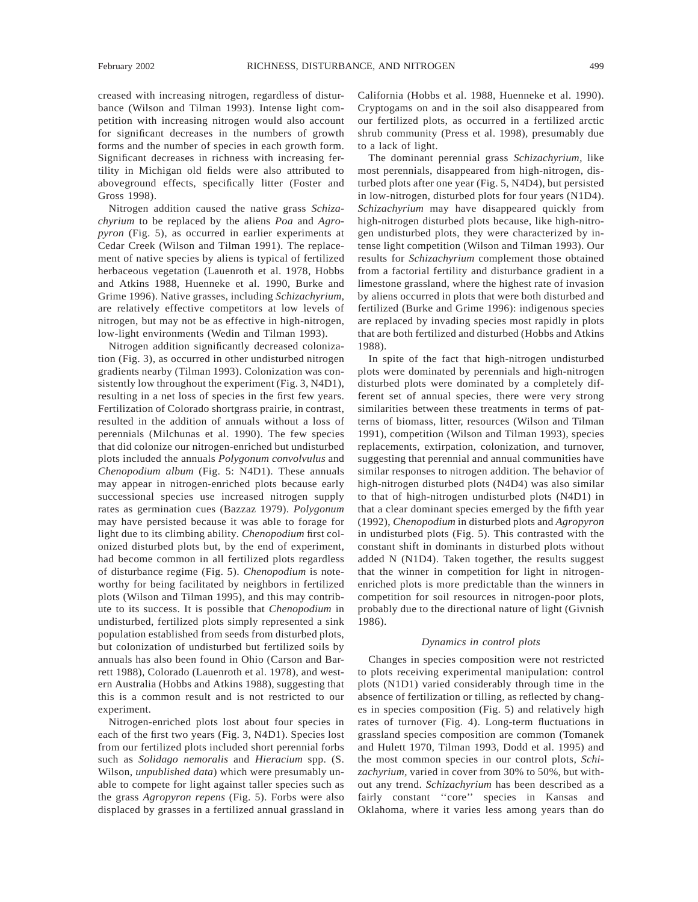creased with increasing nitrogen, regardless of disturbance (Wilson and Tilman 1993). Intense light competition with increasing nitrogen would also account for significant decreases in the numbers of growth forms and the number of species in each growth form. Significant decreases in richness with increasing fertility in Michigan old fields were also attributed to aboveground effects, specifically litter (Foster and Gross 1998).

Nitrogen addition caused the native grass *Schizachyrium* to be replaced by the aliens *Poa* and *Agropyron* (Fig. 5), as occurred in earlier experiments at Cedar Creek (Wilson and Tilman 1991). The replacement of native species by aliens is typical of fertilized herbaceous vegetation (Lauenroth et al. 1978, Hobbs and Atkins 1988, Huenneke et al. 1990, Burke and Grime 1996). Native grasses, including *Schizachyrium*, are relatively effective competitors at low levels of nitrogen, but may not be as effective in high-nitrogen, low-light environments (Wedin and Tilman 1993).

Nitrogen addition significantly decreased colonization (Fig. 3), as occurred in other undisturbed nitrogen gradients nearby (Tilman 1993). Colonization was consistently low throughout the experiment (Fig. 3, N4D1), resulting in a net loss of species in the first few years. Fertilization of Colorado shortgrass prairie, in contrast, resulted in the addition of annuals without a loss of perennials (Milchunas et al. 1990). The few species that did colonize our nitrogen-enriched but undisturbed plots included the annuals *Polygonum convolvulus* and *Chenopodium album* (Fig. 5: N4D1). These annuals may appear in nitrogen-enriched plots because early successional species use increased nitrogen supply rates as germination cues (Bazzaz 1979). *Polygonum* may have persisted because it was able to forage for light due to its climbing ability. *Chenopodium* first colonized disturbed plots but, by the end of experiment, had become common in all fertilized plots regardless of disturbance regime (Fig. 5). *Chenopodium* is noteworthy for being facilitated by neighbors in fertilized plots (Wilson and Tilman 1995), and this may contribute to its success. It is possible that *Chenopodium* in undisturbed, fertilized plots simply represented a sink population established from seeds from disturbed plots, but colonization of undisturbed but fertilized soils by annuals has also been found in Ohio (Carson and Barrett 1988), Colorado (Lauenroth et al. 1978), and western Australia (Hobbs and Atkins 1988), suggesting that this is a common result and is not restricted to our experiment.

Nitrogen-enriched plots lost about four species in each of the first two years (Fig. 3, N4D1). Species lost from our fertilized plots included short perennial forbs such as *Solidago nemoralis* and *Hieracium* spp. (S. Wilson, *unpublished data*) which were presumably unable to compete for light against taller species such as the grass *Agropyron repens* (Fig. 5). Forbs were also displaced by grasses in a fertilized annual grassland in California (Hobbs et al. 1988, Huenneke et al. 1990). Cryptogams on and in the soil also disappeared from our fertilized plots, as occurred in a fertilized arctic shrub community (Press et al. 1998), presumably due to a lack of light.

The dominant perennial grass *Schizachyrium*, like most perennials, disappeared from high-nitrogen, disturbed plots after one year (Fig. 5, N4D4), but persisted in low-nitrogen, disturbed plots for four years (N1D4). *Schizachyrium* may have disappeared quickly from high-nitrogen disturbed plots because, like high-nitrogen undisturbed plots, they were characterized by intense light competition (Wilson and Tilman 1993). Our results for *Schizachyrium* complement those obtained from a factorial fertility and disturbance gradient in a limestone grassland, where the highest rate of invasion by aliens occurred in plots that were both disturbed and fertilized (Burke and Grime 1996): indigenous species are replaced by invading species most rapidly in plots that are both fertilized and disturbed (Hobbs and Atkins 1988).

In spite of the fact that high-nitrogen undisturbed plots were dominated by perennials and high-nitrogen disturbed plots were dominated by a completely different set of annual species, there were very strong similarities between these treatments in terms of patterns of biomass, litter, resources (Wilson and Tilman 1991), competition (Wilson and Tilman 1993), species replacements, extirpation, colonization, and turnover, suggesting that perennial and annual communities have similar responses to nitrogen addition. The behavior of high-nitrogen disturbed plots (N4D4) was also similar to that of high-nitrogen undisturbed plots (N4D1) in that a clear dominant species emerged by the fifth year (1992), *Chenopodium* in disturbed plots and *Agropyron* in undisturbed plots (Fig. 5). This contrasted with the constant shift in dominants in disturbed plots without added N (N1D4). Taken together, the results suggest that the winner in competition for light in nitrogen-enriched plots is more predictable than the winners in competition for soil resources in nitrogen-poor plots, probably due to the directional nature of light (Givnish 1986).

### *Dynamics in control plots*

Changes in species composition were not restricted to plots receiving experimental manipulation: control plots (N1D1) varied considerably through time in the absence of fertilization or tilling, as reflected by changes in species composition (Fig. 5) and relatively high rates of turnover (Fig. 4). Long-term fluctuations in grassland species composition are common (Tomanek and Hulett 1970, Tilman 1993, Dodd et al. 1995) and the most common species in our control plots, *Schizachyrium*, varied in cover from 30% to 50%, but without any trend. *Schizachyrium* has been described as a fairly constant ''core'' species in Kansas and Oklahoma, where it varies less among years than do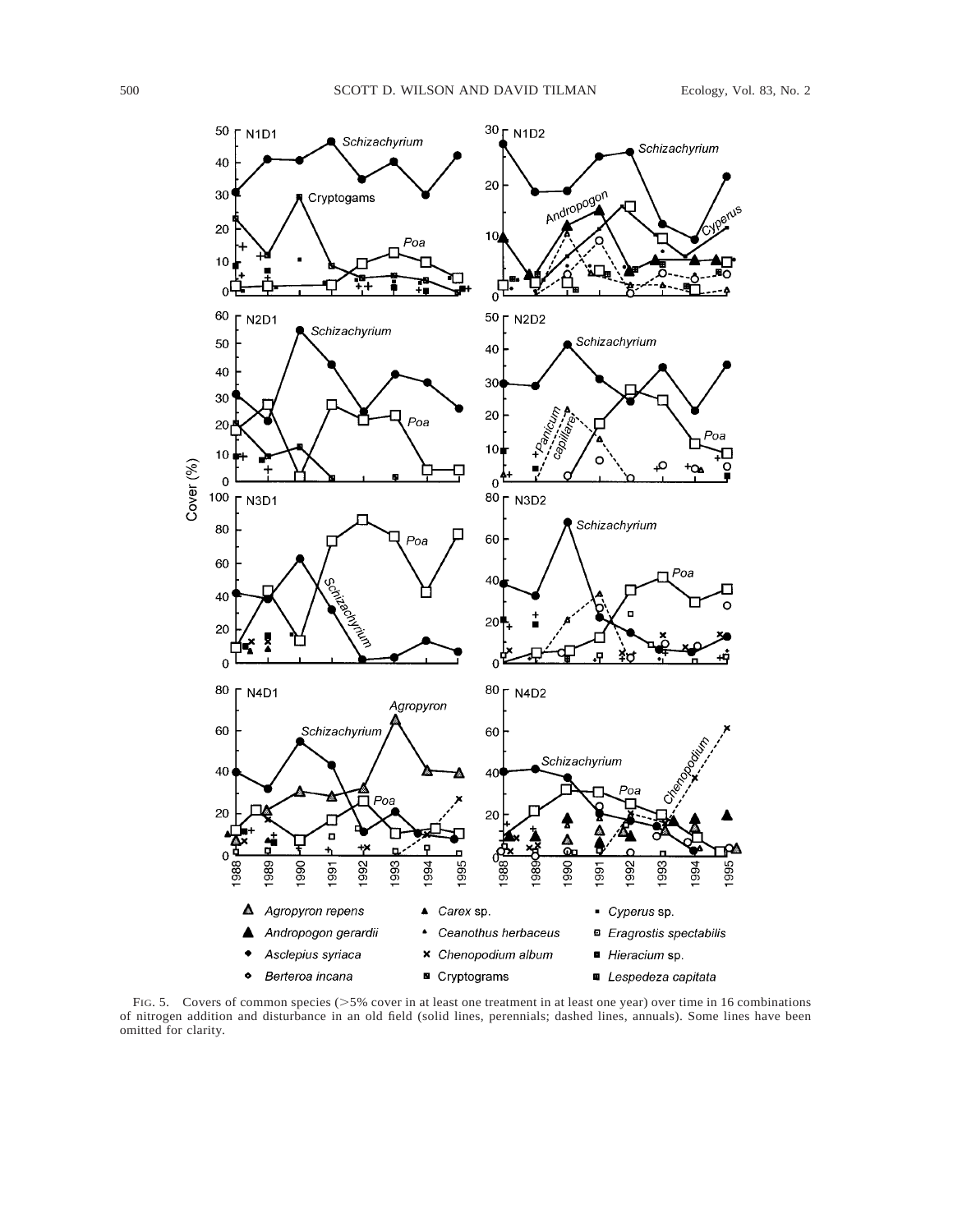FIG. 5. Covers of common species (>5% cover in at least one treatment in at least one year) over time in 16 combinations of nitrogen addition and disturbance in an old field (solid lines, perennials; dashed lines, annuals). Some lines have been omitted for clarity.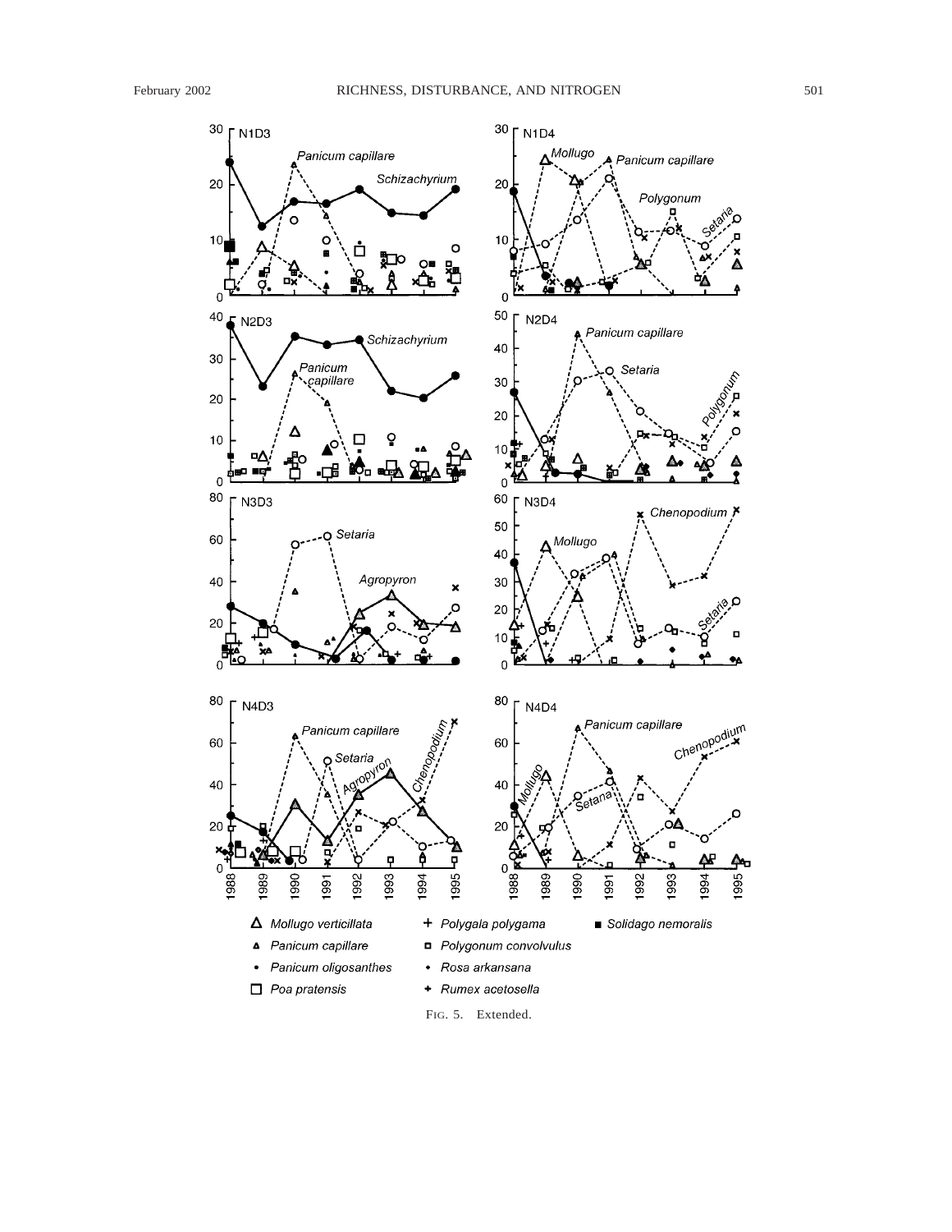FIG. 5. Extended.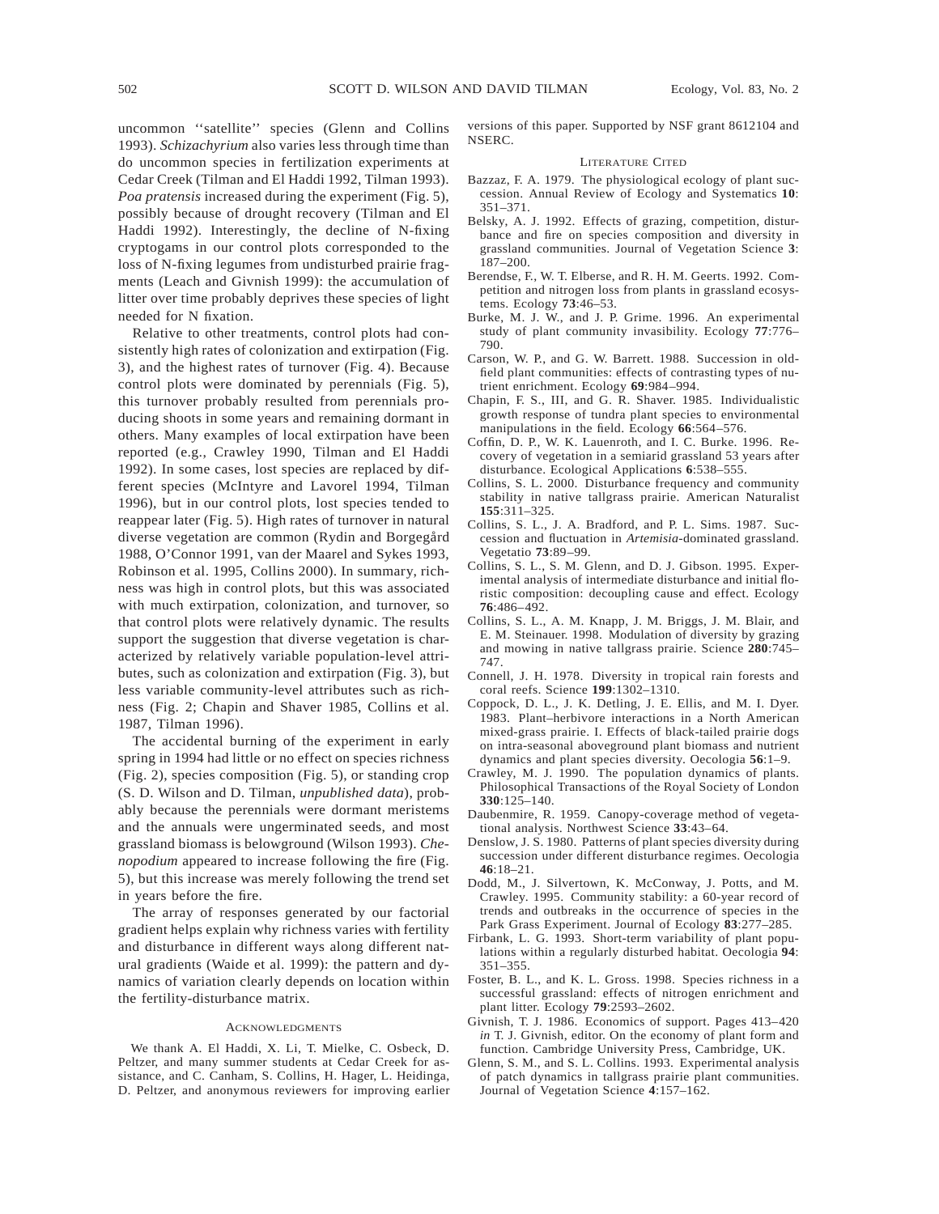uncommon ''satellite'' species (Glenn and Collins 1993). *Schizachyrium* also varies less through time than do uncommon species in fertilization experiments at Cedar Creek (Tilman and El Haddi 1992, Tilman 1993). *Poa pratensis* increased during the experiment (Fig. 5), possibly because of drought recovery (Tilman and El Haddi 1992). Interestingly, the decline of N-fixing cryptogams in our control plots corresponded to the loss of N-fixing legumes from undisturbed prairie fragments (Leach and Givnish 1999): the accumulation of litter over time probably deprives these species of light needed for N fixation.

Relative to other treatments, control plots had consistently high rates of colonization and extirpation (Fig. 3), and the highest rates of turnover (Fig. 4). Because control plots were dominated by perennials (Fig. 5), this turnover probably resulted from perennials producing shoots in some years and remaining dormant in others. Many examples of local extirpation have been reported (e.g., Crawley 1990, Tilman and El Haddi 1992). In some cases, lost species are replaced by different species (McIntyre and Lavorel 1994, Tilman 1996), but in our control plots, lost species tended to reappear later (Fig. 5). High rates of turnover in natural diverse vegetation are common (Rydin and Borgegård 1988, O'Connor 1991, van der Maarel and Sykes 1993, Robinson et al. 1995, Collins 2000). In summary, richness was high in control plots, but this was associated with much extirpation, colonization, and turnover, so that control plots were relatively dynamic. The results support the suggestion that diverse vegetation is characterized by relatively variable population-level attributes, such as colonization and extirpation (Fig. 3), but less variable community-level attributes such as richness (Fig. 2; Chapin and Shaver 1985, Collins et al. 1987, Tilman 1996).

The accidental burning of the experiment in early spring in 1994 had little or no effect on species richness (Fig. 2), species composition (Fig. 5), or standing crop (S. D. Wilson and D. Tilman, *unpublished data*), probably because the perennials were dormant meristems and the annuals were ungerminated seeds, and most grassland biomass is belowground (Wilson 1993). *Chenopodium* appeared to increase following the fire (Fig. 5), but this increase was merely following the trend set in years before the fire.

The array of responses generated by our factorial gradient helps explain why richness varies with fertility and disturbance in different ways along different natural gradients (Waide et al. 1999): the pattern and dynamics of variation clearly depends on location within the fertility-disturbance matrix.

## Acknowledgments

We thank A. El Haddi, X. Li, T. Mielke, C. Osbeck, D. Peltzer, and many summer students at Cedar Creek for assistance, and C. Canham, S. Collins, H. Hager, L. Heidinga, D. Peltzer, and anonymous reviewers for improving earlier versions of this paper. Supported by NSF grant 8612104 and NSERC.

## Literature Cited

Bazzaz, F. A. 1979. The physiological ecology of plant succession. Annual Review of Ecology and Systematics **10**: 351–371.

Belsky, A. J. 1992. Effects of grazing, competition, disturbance and fire on species composition and diversity in grassland communities. Journal of Vegetation Science **3**: 187–200.

Berendse, F., W. T. Elberse, and R. H. M. Geerts. 1992. Competition and nitrogen loss from plants in grassland ecosystems. Ecology **73**:46–53.

Burke, M. J. W., and J. P. Grime. 1996. An experimental study of plant community invasibility. Ecology **77**:776–790.

Carson, W. P., and G. W. Barrett. 1988. Succession in old-field plant communities: effects of contrasting types of nutrient enrichment. Ecology **69**:984–994.

Chapin, F. S., III, and G. R. Shaver. 1985. Individualistic growth response of tundra plant species to environmental manipulations in the field. Ecology **66**:564–576.

Coffin, D. P., W. K. Lauenroth, and I. C. Burke. 1996. Recovery of vegetation in a semiarid grassland 53 years after disturbance. Ecological Applications **6**:538–555.

Collins, S. L. 2000. Disturbance frequency and community stability in native tallgrass prairie. American Naturalist **155**:311–325.

Collins, S. L., J. A. Bradford, and P. L. Sims. 1987. Succession and fluctuation in *Artemisia*-dominated grassland. Vegetatio **73**:89–99.

Collins, S. L., S. M. Glenn, and D. J. Gibson. 1995. Experimental analysis of intermediate disturbance and initial floristic composition: decoupling cause and effect. Ecology **76**:486–492.

Collins, S. L., A. M. Knapp, J. M. Briggs, J. M. Blair, and E. M. Steinauer. 1998. Modulation of diversity by grazing and mowing in native tallgrass prairie. Science **280**:745–747.

Connell, J. H. 1978. Diversity in tropical rain forests and coral reefs. Science **199**:1302–1310.

Coppock, D. L., J. K. Detling, J. E. Ellis, and M. I. Dyer. 1983. Plant–herbivore interactions in a North American mixed-grass prairie. I. Effects of black-tailed prairie dogs on intra-seasonal aboveground plant biomass and nutrient dynamics and plant species diversity. Oecologia **56**:1–9.

Crawley, M. J. 1990. The population dynamics of plants. Philosophical Transactions of the Royal Society of London **330**:125–140.

Daubenmire, R. 1959. Canopy-coverage method of vegetational analysis. Northwest Science **33**:43–64.

Denslow, J. S. 1980. Patterns of plant species diversity during succession under different disturbance regimes. Oecologia **46**:18–21.

Dodd, M., J. Silvertown, K. McConway, J. Potts, and M. Crawley. 1995. Community stability: a 60-year record of trends and outbreaks in the occurrence of species in the Park Grass Experiment. Journal of Ecology **83**:277–285.

Firbank, L. G. 1993. Short-term variability of plant populations within a regularly disturbed habitat. Oecologia **94**: 351–355.

Foster, B. L., and K. L. Gross. 1998. Species richness in a successful grassland: effects of nitrogen enrichment and plant litter. Ecology **79**:2593–2602.

Givnish, T. J. 1986. Economics of support. Pages 413–420 *in* T. J. Givnish, editor. On the economy of plant form and function. Cambridge University Press, Cambridge, UK.

Glenn, S. M., and S. L. Collins. 1993. Experimental analysis of patch dynamics in tallgrass prairie plant communities. Journal of Vegetation Science **4**:157–162.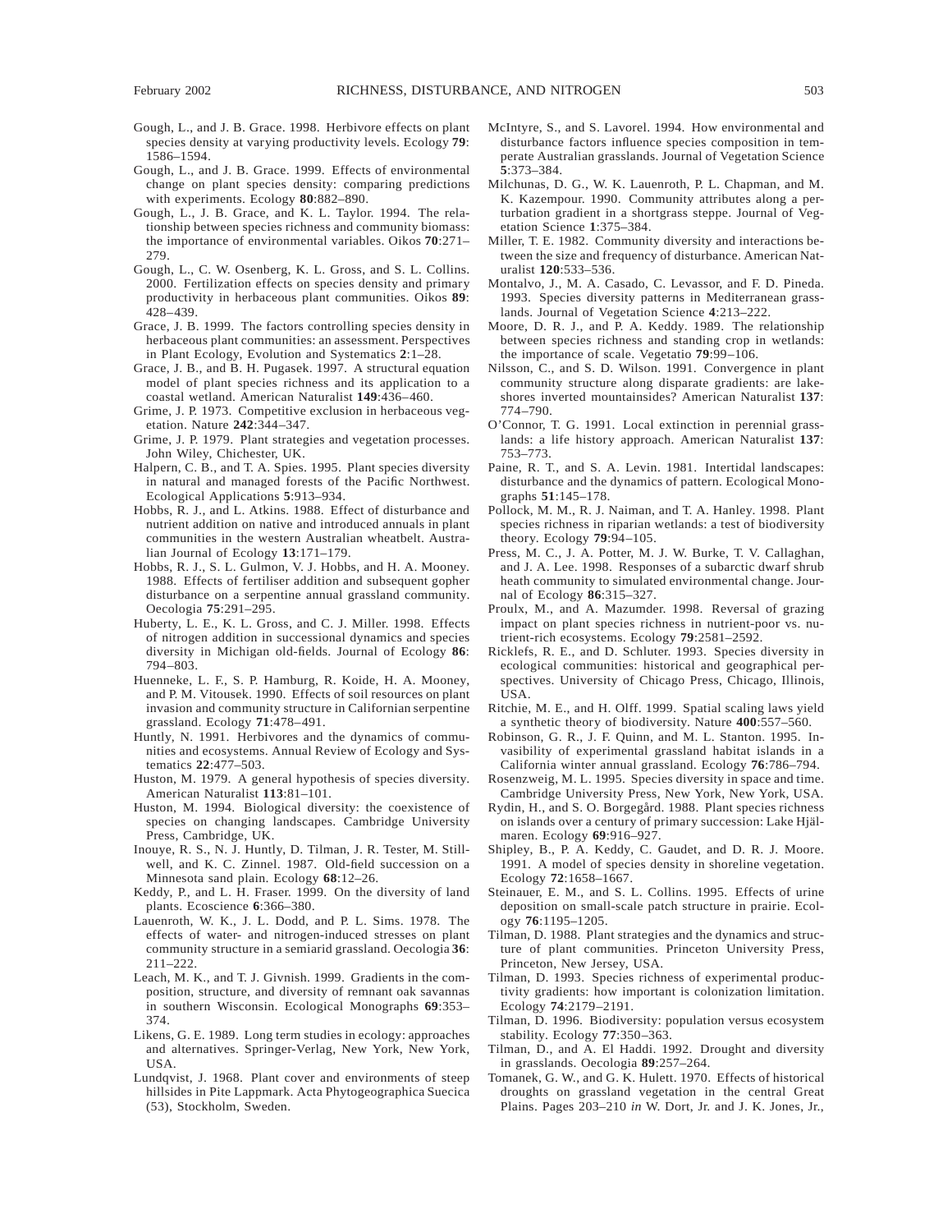Gough, L., and J. B. Grace. 1998. Herbivore effects on plant species density at varying productivity levels. Ecology **79**: 1586–1594.

Gough, L., and J. B. Grace. 1999. Effects of environmental change on plant species density: comparing predictions with experiments. Ecology **80**:882–890.

Gough, L., J. B. Grace, and K. L. Taylor. 1994. The relationship between species richness and community biomass: the importance of environmental variables. Oikos **70**:271–279.

Gough, L., C. W. Osenberg, K. L. Gross, and S. L. Collins. 2000. Fertilization effects on species density and primary productivity in herbaceous plant communities. Oikos **89**: 428–439.

Grace, J. B. 1999. The factors controlling species density in herbaceous plant communities: an assessment. Perspectives in Plant Ecology, Evolution and Systematics **2**:1–28.

Grace, J. B., and B. H. Pugasek. 1997. A structural equation model of plant species richness and its application to a coastal wetland. American Naturalist **149**:436–460.

Grime, J. P. 1973. Competitive exclusion in herbaceous vegetation. Nature **242**:344–347.

Grime, J. P. 1979. Plant strategies and vegetation processes. John Wiley, Chichester, UK.

Halpern, C. B., and T. A. Spies. 1995. Plant species diversity in natural and managed forests of the Pacific Northwest. Ecological Applications **5**:913–934.

Hobbs, R. J., and L. Atkins. 1988. Effect of disturbance and nutrient addition on native and introduced annuals in plant communities in the western Australian wheatbelt. Australian Journal of Ecology **13**:171–179.

Hobbs, R. J., S. L. Gulmon, V. J. Hobbs, and H. A. Mooney. 1988. Effects of fertiliser addition and subsequent gopher disturbance on a serpentine annual grassland community. Oecologia **75**:291–295.

Huberty, L. E., K. L. Gross, and C. J. Miller. 1998. Effects of nitrogen addition in successional dynamics and species diversity in Michigan old-fields. Journal of Ecology **86**: 794–803.

Huenneke, L. F., S. P. Hamburg, R. Koide, H. A. Mooney, and P. M. Vitousek. 1990. Effects of soil resources on plant invasion and community structure in Californian serpentine grassland. Ecology **71**:478–491.

Huntly, N. 1991. Herbivores and the dynamics of communities and ecosystems. Annual Review of Ecology and Systematics **22**:477–503.

Huston, M. 1979. A general hypothesis of species diversity. American Naturalist **113**:81–101.

Huston, M. 1994. Biological diversity: the coexistence of species on changing landscapes. Cambridge University Press, Cambridge, UK.

Inouye, R. S., N. J. Huntly, D. Tilman, J. R. Tester, M. Stillwell, and K. C. Zinnel. 1987. Old-field succession on a Minnesota sand plain. Ecology **68**:12–26.

Keddy, P., and L. H. Fraser. 1999. On the diversity of land plants. Ecoscience **6**:366–380.

Lauenroth, W. K., J. L. Dodd, and P. L. Sims. 1978. The effects of water- and nitrogen-induced stresses on plant community structure in a semiarid grassland. Oecologia **36**: 211–222.

Leach, M. K., and T. J. Givnish. 1999. Gradients in the composition, structure, and diversity of remnant oak savannas in southern Wisconsin. Ecological Monographs **69**:353–374.

Likens, G. E. 1989. Long term studies in ecology: approaches and alternatives. Springer-Verlag, New York, New York, USA.

Lundqvist, J. 1968. Plant cover and environments of steep hillsides in Pite Lappmark. Acta Phytogeographica Suecica (53), Stockholm, Sweden.

McIntyre, S., and S. Lavorel. 1994. How environmental and disturbance factors influence species composition in temperate Australian grasslands. Journal of Vegetation Science **5**:373–384.

Milchunas, D. G., W. K. Lauenroth, P. L. Chapman, and M. K. Kazempour. 1990. Community attributes along a perturbation gradient in a shortgrass steppe. Journal of Vegetation Science **1**:375–384.

Miller, T. E. 1982. Community diversity and interactions between the size and frequency of disturbance. American Naturalist **120**:533–536.

Montalvo, J., M. A. Casado, C. Levassor, and F. D. Pineda. 1993. Species diversity patterns in Mediterranean grasslands. Journal of Vegetation Science **4**:213–222.

Moore, D. R. J., and P. A. Keddy. 1989. The relationship between species richness and standing crop in wetlands: the importance of scale. Vegetatio **79**:99–106.

Nilsson, C., and S. D. Wilson. 1991. Convergence in plant community structure along disparate gradients: are lakeshores inverted mountainsides? American Naturalist **137**: 774–790.

O'Connor, T. G. 1991. Local extinction in perennial grasslands: a life history approach. American Naturalist **137**: 753–773.

Paine, R. T., and S. A. Levin. 1981. Intertidal landscapes: disturbance and the dynamics of pattern. Ecological Monographs **51**:145–178.

Pollock, M. M., R. J. Naiman, and T. A. Hanley. 1998. Plant species richness in riparian wetlands: a test of biodiversity theory. Ecology **79**:94–105.

Press, M. C., J. A. Potter, M. J. W. Burke, T. V. Callaghan, and J. A. Lee. 1998. Responses of a subarctic dwarf shrub heath community to simulated environmental change. Journal of Ecology **86**:315–327.

Proulx, M., and A. Mazumder. 1998. Reversal of grazing impact on plant species richness in nutrient-poor vs. nutrient-rich ecosystems. Ecology **79**:2581–2592.

Ricklefs, R. E., and D. Schluter. 1993. Species diversity in ecological communities: historical and geographical perspectives. University of Chicago Press, Chicago, Illinois, USA.

Ritchie, M. E., and H. Olff. 1999. Spatial scaling laws yield a synthetic theory of biodiversity. Nature **400**:557–560.

Robinson, G. R., J. F. Quinn, and M. L. Stanton. 1995. Invasibility of experimental grassland habitat islands in a California winter annual grassland. Ecology **76**:786–794.

Rosenzweig, M. L. 1995. Species diversity in space and time. Cambridge University Press, New York, New York, USA.

Rydin, H., and S. O. Borgegård. 1988. Plant species richness on islands over a century of primary succession: Lake Hjälmaren. Ecology **69**:916–927.

Shipley, B., P. A. Keddy, C. Gaudet, and D. R. J. Moore. 1991. A model of species density in shoreline vegetation. Ecology **72**:1658–1667.

Steinauer, E. M., and S. L. Collins. 1995. Effects of urine deposition on small-scale patch structure in prairie. Ecology **76**:1195–1205.

Tilman, D. 1988. Plant strategies and the dynamics and structure of plant communities. Princeton University Press, Princeton, New Jersey, USA.

Tilman, D. 1993. Species richness of experimental productivity gradients: how important is colonization limitation. Ecology **74**:2179–2191.

Tilman, D. 1996. Biodiversity: population versus ecosystem stability. Ecology **77**:350–363.

Tilman, D., and A. El Haddi. 1992. Drought and diversity in grasslands. Oecologia **89**:257–264.

Tomanek, G. W., and G. K. Hulett. 1970. Effects of historical droughts on grassland vegetation in the central Great Plains. Pages 203–210 *in* W. Dort, Jr. and J. K. Jones, Jr.,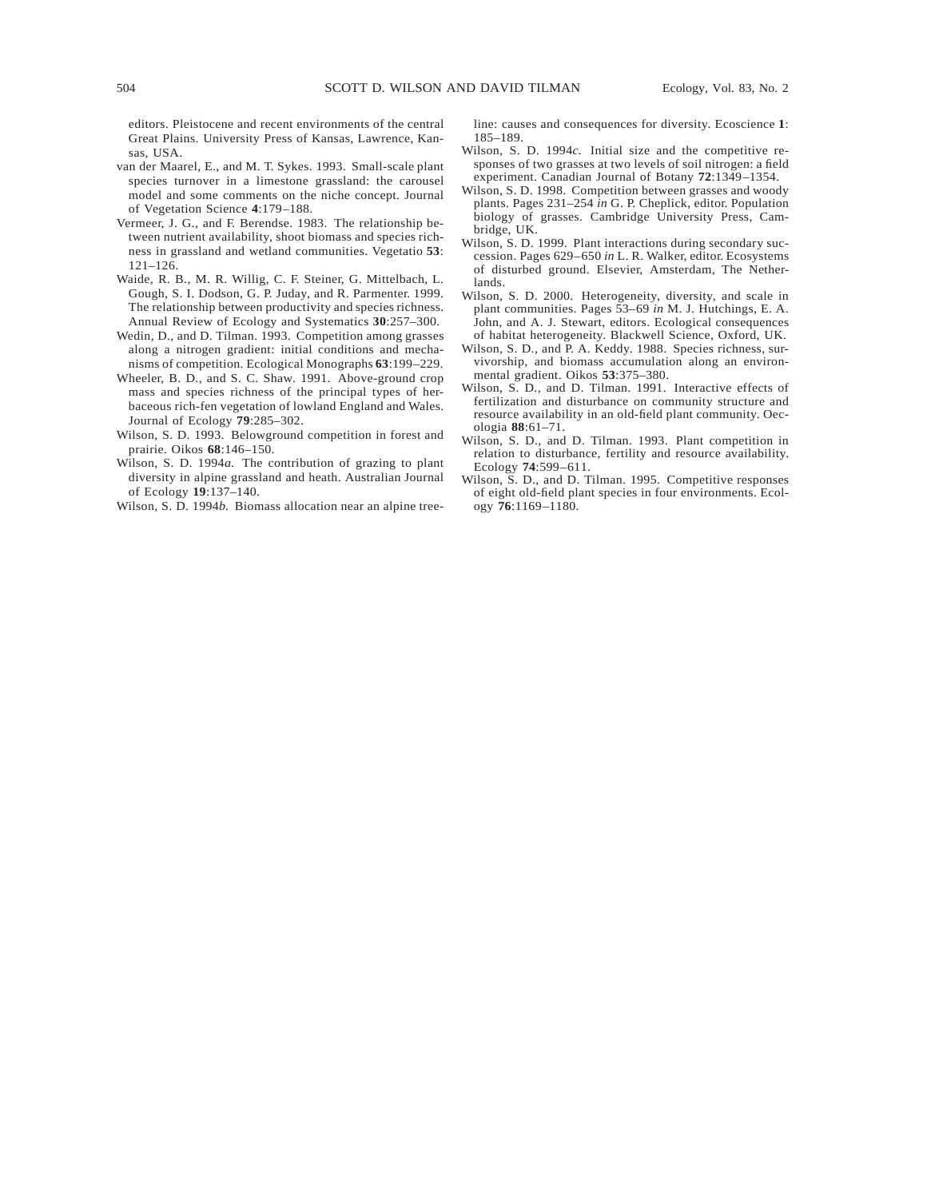editors. Pleistocene and recent environments of the central Great Plains. University Press of Kansas, Lawrence, Kansas, USA.

van der Maarel, E., and M. T. Sykes. 1993. Small-scale plant species turnover in a limestone grassland: the carousel model and some comments on the niche concept. Journal of Vegetation Science **4**:179–188.

Vermeer, J. G., and F. Berendse. 1983. The relationship between nutrient availability, shoot biomass and species richness in grassland and wetland communities. Vegetatio **53**: 121–126.

Waide, R. B., M. R. Willig, C. F. Steiner, G. Mittelbach, L. Gough, S. I. Dodson, G. P. Juday, and R. Parmenter. 1999. The relationship between productivity and species richness. Annual Review of Ecology and Systematics **30**:257–300.

Wedin, D., and D. Tilman. 1993. Competition among grasses along a nitrogen gradient: initial conditions and mechanisms of competition. Ecological Monographs **63**:199–229.

Wheeler, B. D., and S. C. Shaw. 1991. Above-ground crop mass and species richness of the principal types of herbaceous rich-fen vegetation of lowland England and Wales. Journal of Ecology **79**:285–302.

Wilson, S. D. 1993. Belowground competition in forest and prairie. Oikos **68**:146–150.

Wilson, S. D. 1994*a*. The contribution of grazing to plant diversity in alpine grassland and heath. Australian Journal of Ecology **19**:137–140.

Wilson, S. D. 1994*b*. Biomass allocation near an alpine treeline: causes and consequences for diversity. Ecoscience **1**: 185–189.

Wilson, S. D. 1994*c*. Initial size and the competitive responses of two grasses at two levels of soil nitrogen: a field experiment. Canadian Journal of Botany **72**:1349–1354.

Wilson, S. D. 1998. Competition between grasses and woody plants. Pages 231–254 *in* G. P. Cheplick, editor. Population biology of grasses. Cambridge University Press, Cambridge, UK.

Wilson, S. D. 1999. Plant interactions during secondary succession. Pages 629–650 *in* L. R. Walker, editor. Ecosystems of disturbed ground. Elsevier, Amsterdam, The Netherlands.

Wilson, S. D. 2000. Heterogeneity, diversity, and scale in plant communities. Pages 53–69 *in* M. J. Hutchings, E. A. John, and A. J. Stewart, editors. Ecological consequences of habitat heterogeneity. Blackwell Science, Oxford, UK.

Wilson, S. D., and P. A. Keddy. 1988. Species richness, survivorship, and biomass accumulation along an environmental gradient. Oikos **53**:375–380.

Wilson, S. D., and D. Tilman. 1991. Interactive effects of fertilization and disturbance on community structure and resource availability in an old-field plant community. Oecologia **88**:61–71.

Wilson, S. D., and D. Tilman. 1993. Plant competition in relation to disturbance, fertility and resource availability. Ecology **74**:599–611.

Wilson, S. D., and D. Tilman. 1995. Competitive responses of eight old-field plant species in four environments. Ecology **76**:1169–1180.